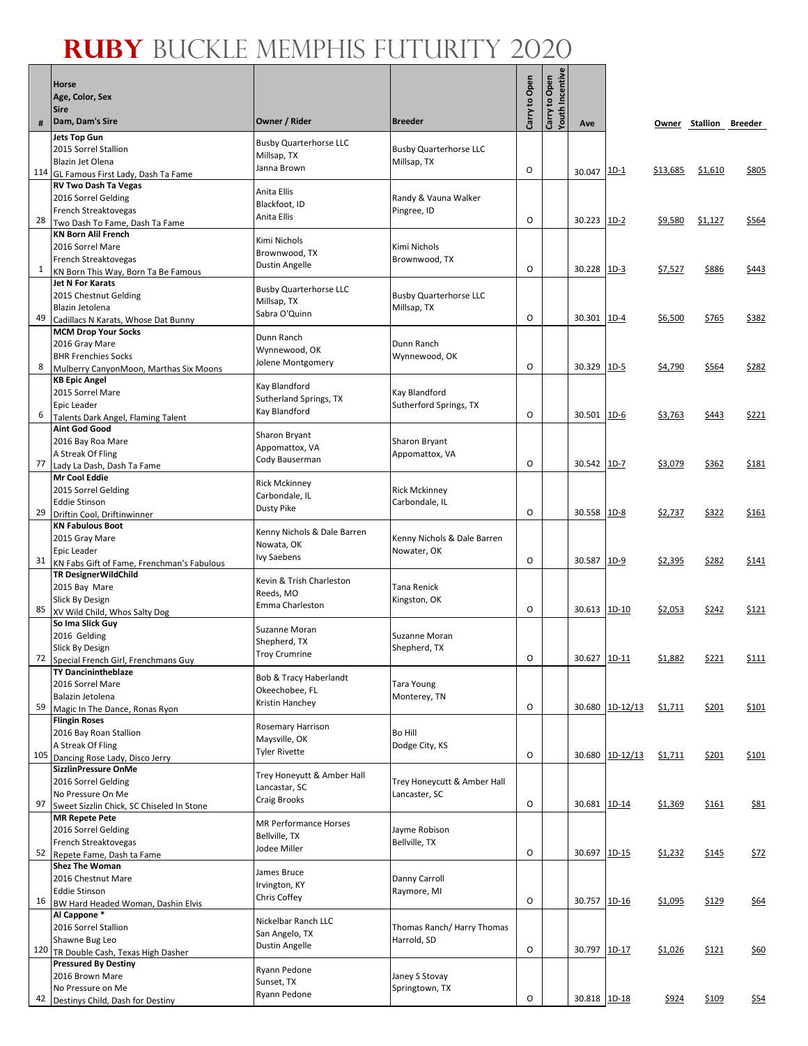# RUBY BUCKLE MEMPHIS FUTURITY 2020

| # | Horse / Age, Color, Sex / Sire / Dam, Dam's Sire | Owner / Rider | Breeder | Carry to Open | Carry to Open Youth Incentive | Ave | | Owner | Stallion | Breeder |
|---|---|---|---|---|---|---|---|---|---|---|
| 114 | **Jets Top Gun** 2015 Sorrel Stallion Blazin Jet Olena GL Famous First Lady, Dash Ta Fame | Busby Quarterhorse LLC Millsap, TX Janna Brown | Busby Quarterhorse LLC Millsap, TX | O | | 30.047 | 1D-1 | $13,685 | $1,610 | $805 |
| 28 | **RV Two Dash Ta Vegas** 2016 Sorrel Gelding French Streaktovegas Two Dash To Fame, Dash Ta Fame | Anita Ellis Blackfoot, ID Anita Ellis | Randy & Vauna Walker Pingree, ID | O | | 30.223 | 1D-2 | $9,580 | $1,127 | $564 |
| 1 | **KN Born Alil French** 2016 Sorrel Mare French Streaktovegas KN Born This Way, Born Ta Be Famous | Kimi Nichols Brownwood, TX Dustin Angelle | Kimi Nichols Brownwood, TX | O | | 30.228 | 1D-3 | $7,527 | $886 | $443 |
| 49 | **Jet N For Karats** 2015 Chestnut Gelding Blazin Jetolena Cadillacs N Karats, Whose Dat Bunny | Busby Quarterhorse LLC Millsap, TX Sabra O'Quinn | Busby Quarterhorse LLC Millsap, TX | O | | 30.301 | 1D-4 | $6,500 | $765 | $382 |
| 8 | **MCM Drop Your Socks** 2016 Gray Mare BHR Frenchies Socks Mulberry CanyonMoon, Marthas Six Moons | Dunn Ranch Wynnewood, OK Jolene Montgomery | Dunn Ranch Wynnewood, OK | O | | 30.329 | 1D-5 | $4,790 | $564 | $282 |
| 6 | **KB Epic Angel** 2015 Sorrel Mare Epic Leader Talents Dark Angel, Flaming Talent | Kay Blandford Sutherland Springs, TX Kay Blandford | Kay Blandford Sutherford Springs, TX | O | | 30.501 | 1D-6 | $3,763 | $443 | $221 |
| 77 | **Aint God Good** 2016 Bay Roa Mare A Streak Of Fling Lady La Dash, Dash Ta Fame | Sharon Bryant Appomattox, VA Cody Bauserman | Sharon Bryant Appomattox, VA | O | | 30.542 | 1D-7 | $3,079 | $362 | $181 |
| 29 | **Mr Cool Eddie** 2015 Sorrel Gelding Eddie Stinson Driftin Cool, Driftinwinner | Rick Mckinney Carbondale, IL Dusty Pike | Rick Mckinney Carbondale, IL | O | | 30.558 | 1D-8 | $2,737 | $322 | $161 |
| 31 | **KN Fabulous Boot** 2015 Gray Mare Epic Leader KN Fabs Gift of Fame, Frenchman's Fabulous | Kenny Nichols & Dale Barren Nowata, OK Ivy Saebens | Kenny Nichols & Dale Barren Nowater, OK | O | | 30.587 | 1D-9 | $2,395 | $282 | $141 |
| 85 | **TR DesignerWildChild** 2015 Bay Mare Slick By Design XV Wild Child, Whos Salty Dog | Kevin & Trish Charleston Reeds, MO Emma Charleston | Tana Renick Kingston, OK | O | | 30.613 | 1D-10 | $2,053 | $242 | $121 |
| 72 | **So Ima Slick Guy** 2016 Gelding Slick By Design Special French Girl, Frenchmans Guy | Suzanne Moran Shepherd, TX Troy Crumrine | Suzanne Moran Shepherd, TX | O | | 30.627 | 1D-11 | $1,882 | $221 | $111 |
| 59 | **TY Dancinintheblaze** 2016 Sorrel Mare Balazin Jetolena Magic In The Dance, Ronas Ryon | Bob & Tracy Haberlandt Okeechobee, FL Kristin Hanchey | Tara Young Monterey, TN | O | | 30.680 | 1D-12/13 | $1,711 | $201 | $101 |
| 105 | **Flingin Roses** 2016 Bay Roan Stallion A Streak Of Fling Dancing Rose Lady, Disco Jerry | Rosemary Harrison Maysville, OK Tyler Rivette | Bo Hill Dodge City, KS | O | | 30.680 | 1D-12/13 | $1,711 | $201 | $101 |
| 97 | **SizzlinPressure OnMe** 2016 Sorrel Gelding No Pressure On Me Sweet Sizzlin Chick, SC Chiseled In Stone | Trey Honeyutt & Amber Hall Lancastar, SC Craig Brooks | Trey Honeycutt & Amber Hall Lancaster, SC | O | | 30.681 | 1D-14 | $1,369 | $161 | $81 |
| 52 | **MR Repete Pete** 2016 Sorrel Gelding French Streaktovegas Repete Fame, Dash ta Fame | MR Performance Horses Bellville, TX Jodee Miller | Jayme Robison Bellville, TX | O | | 30.697 | 1D-15 | $1,232 | $145 | $72 |
| 16 | **Shez The Woman** 2016 Chestnut Mare Eddie Stinson BW Hard Headed Woman, Dashin Elvis | James Bruce Irvington, KY Chris Coffey | Danny Carroll Raymore, MI | O | | 30.757 | 1D-16 | $1,095 | $129 | $64 |
| 120 | **Al Cappone *** 2016 Sorrel Stallion Shawne Bug Leo TR Double Cash, Texas High Dasher | Nickelbar Ranch LLC San Angelo, TX Dustin Angelle | Thomas Ranch/ Harry Thomas Harrold, SD | O | | 30.797 | 1D-17 | $1,026 | $121 | $60 |
| 42 | **Pressured By Destiny** 2016 Brown Mare No Pressure on Me Destinys Child, Dash for Destiny | Ryann Pedone Sunset, TX Ryann Pedone | Janey S Stovay Springtown, TX | O | | 30.818 | 1D-18 | $924 | $109 | $54 |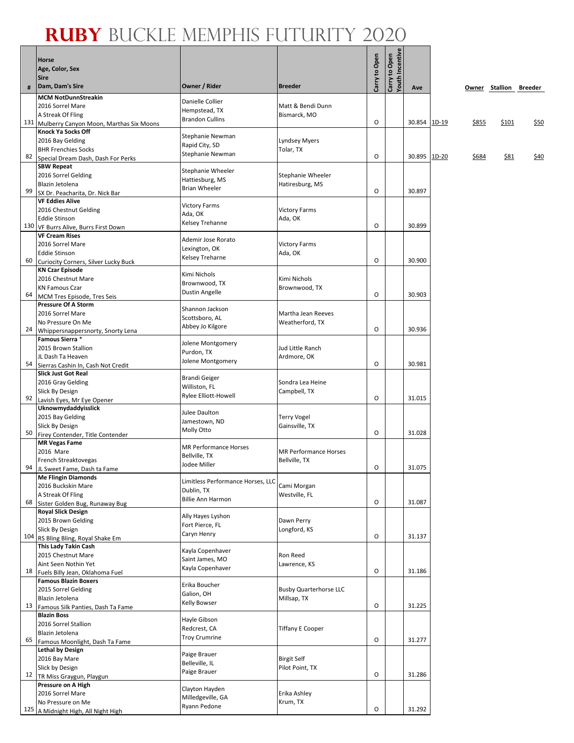# RUBY BUCKLE MEMPHIS FUTURITY 2020

| # | Horse<br>Age, Color, Sex<br>Sire<br>Dam, Dam's Sire | Owner / Rider | Breeder | Carry to Open | Carry to Open Youth Incentive | Ave | | Owner | Stallion | Breeder |
|---|---|---|---|---|---|---|---|---|---|---|
| 131 | **MCM NotDunnStreakin**<br>2016 Sorrel Mare<br>A Streak Of Fling<br>Mulberry Canyon Moon, Marthas Six Moons | Danielle Collier<br>Hempstead, TX<br>Brandon Cullins | Matt & Bendi Dunn<br>Bismarck, MO | O | | 30.854 | 1D-19 | $855 | $101 | $50 |
| 82 | **Knock Ya Socks Off**<br>2016 Bay Gelding<br>BHR Frenchies Socks<br>Special Dream Dash, Dash For Perks | Stephanie Newman<br>Rapid City, SD<br>Stephanie Newman | Lyndsey Myers<br>Tolar, TX | O | | 30.895 | 1D-20 | $684 | $81 | $40 |
| 99 | **SBW Repeat**<br>2016 Sorrel Gelding<br>Blazin Jetolena<br>SX Dr. Peacharita, Dr. Nick Bar | Stephanie Wheeler<br>Hattiesburg, MS<br>Brian Wheeler | Stephanie Wheeler<br>Hatiresburg, MS | O | | 30.897 | | | | |
| 130 | **VF Eddies Alive**<br>2016 Chestnut Gelding<br>Eddie Stinson<br>VF Burrs Alive, Burrs First Down | Victory Farms<br>Ada, OK<br>Kelsey Trehanne | Victory Farms<br>Ada, OK | O | | 30.899 | | | | |
| 60 | **VF Cream Rises**<br>2016 Sorrel Mare<br>Eddie Stinson<br>Curiocity Corners, Silver Lucky Buck | Ademir Jose Rorato<br>Lexington, OK<br>Kelsey Treharne | Victory Farms<br>Ada, OK | O | | 30.900 | | | | |
| 64 | **KN Czar Episode**<br>2016 Chestnut Mare<br>KN Famous Czar<br>MCM Tres Episode, Tres Seis | Kimi Nichols<br>Brownwood, TX<br>Dustin Angelle | Kimi Nichols<br>Brownwood, TX | O | | 30.903 | | | | |
| 24 | **Pressure Of A Storm**<br>2016 Sorrel Mare<br>No Pressure On Me<br>Whippersnappersnorty, Snorty Lena | Shannon Jackson<br>Scottsboro, AL<br>Abbey Jo Kilgore | Martha Jean Reeves<br>Weatherford, TX | O | | 30.936 | | | | |
| 54 | **Famous Sierra** *<br>2015 Brown Stallion<br>JL Dash Ta Heaven<br>Sierras Cashin In, Cash Not Credit | Jolene Montgomery<br>Purdon, TX<br>Jolene Montgomery | Jud Little Ranch<br>Ardmore, OK | O | | 30.981 | | | | |
| 92 | **Slick Just Got Real**<br>2016 Gray Gelding<br>Slick By Design<br>Lavish Eyes, Mr Eye Opener | Brandi Geiger<br>Williston, FL<br>Rylee Elliott-Howell | Sondra Lea Heine<br>Campbell, TX | O | | 31.015 | | | | |
| 50 | **Uknowmydaddyisslick**<br>2015 Bay Gelding<br>Slick By Design<br>Firey Contender, Title Contender | Julee Daulton<br>Jamestown, ND<br>Molly Otto | Terry Vogel<br>Gainsville, TX | O | | 31.028 | | | | |
| 94 | **MR Vegas Fame**<br>2016 Mare<br>French Streaktovegas<br>JL Sweet Fame, Dash ta Fame | MR Performance Horses<br>Bellville, TX<br>Jodee Miller | MR Performance Horses<br>Bellville, TX | O | | 31.075 | | | | |
| 68 | **Me Flingin Diamonds**<br>2016 Buckskin Mare<br>A Streak Of Fling<br>Sister Golden Bug, Runaway Bug | Limitless Performance Horses, LLC<br>Dublin, TX<br>Billie Ann Harmon | Cami Morgan<br>Westville, FL | O | | 31.087 | | | | |
| 104 | **Royal Slick Design**<br>2015 Brown Gelding<br>Slick By Design<br>RS Bling Bling, Royal Shake Em | Ally Hayes Lyshon<br>Fort Pierce, FL<br>Caryn Henry | Dawn Perry<br>Longford, KS | O | | 31.137 | | | | |
| 18 | **This Lady Takin Cash**<br>2015 Chestnut Mare<br>Aint Seen Nothin Yet<br>Fuels Billy Jean, Oklahoma Fuel | Kayla Copenhaver<br>Saint James, MO<br>Kayla Copenhaver | Ron Reed<br>Lawrence, KS | O | | 31.186 | | | | |
| 13 | **Famous Blazin Boxers**<br>2015 Sorrel Gelding<br>Blazin Jetolena<br>Famous Silk Panties, Dash Ta Fame | Erika Boucher<br>Galion, OH<br>Kelly Bowser | Busby Quarterhorse LLC<br>Millsap, TX | O | | 31.225 | | | | |
| 65 | **Blazin Boss**<br>2016 Sorrel Stallion<br>Blazin Jetolena<br>Famous Moonlight, Dash Ta Fame | Hayle Gibson<br>Redcrest, CA<br>Troy Crumrine | Tiffany E Cooper | O | | 31.277 | | | | |
| 12 | **Lethal by Design**<br>2016 Bay Mare<br>Slick by Design<br>TR Miss Graygun, Playgun | Paige Brauer<br>Belleville, IL<br>Paige Brauer | Birgit Self<br>Pilot Point, TX | O | | 31.286 | | | | |
| 125 | **Pressure on A High**<br>2016 Sorrel Mare<br>No Pressure on Me<br>A Midnight High, All Night High | Clayton Hayden<br>Milledgeville, GA<br>Ryann Pedone | Erika Ashley<br>Krum, TX | O | | 31.292 | | | | |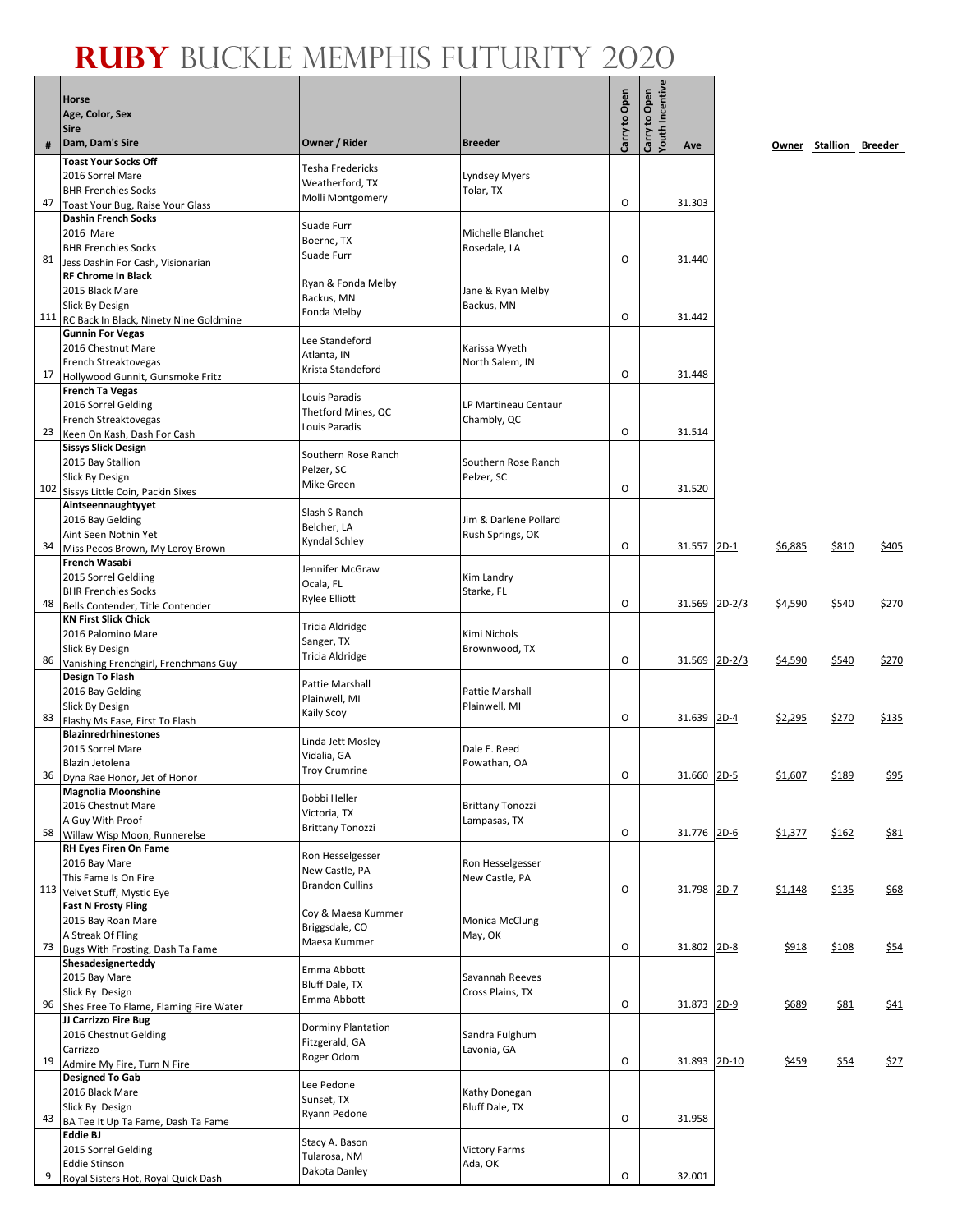# RUBY BUCKLE MEMPHIS FUTURITY 2020

| # | Horse<br>Age, Color, Sex<br>Sire<br>Dam, Dam's Sire | Owner / Rider | Breeder | Carry to Open | Carry to Open Youth Incentive | Ave | | Owner | Stallion | Breeder |
|---|---|---|---|---|---|---|---|---|---|---|
| 47 | **Toast Your Socks Off**<br>2016 Sorrel Mare<br>BHR Frenchies Socks<br>Toast Your Bug, Raise Your Glass | Tesha Fredericks<br>Weatherford, TX<br>Molli Montgomery | Lyndsey Myers<br>Tolar, TX | O | | 31.303 | | | | |
| 81 | **Dashin French Socks**<br>2016 Mare<br>BHR Frenchies Socks<br>Jess Dashin For Cash, Visionarian | Suade Furr<br>Boerne, TX<br>Suade Furr | Michelle Blanchet<br>Rosedale, LA | O | | 31.440 | | | | |
| 111 | **RF Chrome In Black**<br>2015 Black Mare<br>Slick By Design<br>RC Back In Black, Ninety Nine Goldmine | Ryan & Fonda Melby<br>Backus, MN<br>Fonda Melby | Jane & Ryan Melby<br>Backus, MN | O | | 31.442 | | | | |
| 17 | **Gunnin For Vegas**<br>2016 Chestnut Mare<br>French Streaktovegas<br>Hollywood Gunnit, Gunsmoke Fritz | Lee Standeford<br>Atlanta, IN<br>Krista Standeford | Karissa Wyeth<br>North Salem, IN | O | | 31.448 | | | | |
| 23 | **French Ta Vegas**<br>2016 Sorrel Gelding<br>French Streaktovegas<br>Keen On Kash, Dash For Cash | Louis Paradis<br>Thetford Mines, QC<br>Louis Paradis | LP Martineau Centaur<br>Chambly, QC | O | | 31.514 | | | | |
| 102 | **Sissys Slick Design**<br>2015 Bay Stallion<br>Slick By Design<br>Sissys Little Coin, Packin Sixes | Southern Rose Ranch<br>Pelzer, SC<br>Mike Green | Southern Rose Ranch<br>Pelzer, SC | O | | 31.520 | | | | |
| 34 | **Aintseennaughtyyet**<br>2016 Bay Gelding<br>Aint Seen Nothin Yet<br>Miss Pecos Brown, My Leroy Brown | Slash S Ranch<br>Belcher, LA<br>Kyndal Schley | Jim & Darlene Pollard<br>Rush Springs, OK | O | | 31.557 | 2D-1 | $6,885 | $810 | $405 |
| 48 | **French Wasabi**<br>2015 Sorrel Geldiing<br>BHR Frenchies Socks<br>Bells Contender, Title Contender | Jennifer McGraw<br>Ocala, FL<br>Rylee Elliott | Kim Landry<br>Starke, FL | O | | 31.569 | 2D-2/3 | $4,590 | $540 | $270 |
| 86 | **KN First Slick Chick**<br>2016 Palomino Mare<br>Slick By Design<br>Vanishing Frenchgirl, Frenchmans Guy | Tricia Aldridge<br>Sanger, TX<br>Tricia Aldridge | Kimi Nichols<br>Brownwood, TX | O | | 31.569 | 2D-2/3 | $4,590 | $540 | $270 |
| 83 | **Design To Flash**<br>2016 Bay Gelding<br>Slick By Design<br>Flashy Ms Ease, First To Flash | Pattie Marshall<br>Plainwell, MI<br>Kaily Scoy | Pattie Marshall<br>Plainwell, MI | O | | 31.639 | 2D-4 | $2,295 | $270 | $135 |
| 36 | **Blazinredrhinestones**<br>2015 Sorrel Mare<br>Blazin Jetolena<br>Dyna Rae Honor, Jet of Honor | Linda Jett Mosley<br>Vidalia, GA<br>Troy Crumrine | Dale E. Reed<br>Powathan, OA | O | | 31.660 | 2D-5 | $1,607 | $189 | $95 |
| 58 | **Magnolia Moonshine**<br>2016 Chestnut Mare<br>A Guy With Proof<br>Willow Wisp Moon, Runnerelse | Bobbi Heller<br>Victoria, TX<br>Brittany Tonozzi | Brittany Tonozzi<br>Lampasas, TX | O | | 31.776 | 2D-6 | $1,377 | $162 | $81 |
| 113 | **RH Eyes Firen On Fame**<br>2016 Bay Mare<br>This Fame Is On Fire<br>Velvet Stuff, Mystic Eye | Ron Hesselgesser<br>New Castle, PA<br>Brandon Cullins | Ron Hesselgesser<br>New Castle, PA | O | | 31.798 | 2D-7 | $1,148 | $135 | $68 |
| 73 | **Fast N Frosty Fling**<br>2015 Bay Roan Mare<br>A Streak Of Fling<br>Bugs With Frosting, Dash Ta Fame | Coy & Maesa Kummer<br>Briggsdale, CO<br>Maesa Kummer | Monica McClung<br>May, OK | O | | 31.802 | 2D-8 | $918 | $108 | $54 |
| 96 | **Shesadesignerteddy**<br>2015 Bay Mare<br>Slick By Design<br>Shes Free To Flame, Flaming Fire Water | Emma Abbott<br>Bluff Dale, TX<br>Emma Abbott | Savannah Reeves<br>Cross Plains, TX | O | | 31.873 | 2D-9 | $689 | $81 | $41 |
| 19 | **JJ Carrizzo Fire Bug**<br>2016 Chestnut Gelding<br>Carrizzo<br>Admire My Fire, Turn N Fire | Dorminy Plantation<br>Fitzgerald, GA<br>Roger Odom | Sandra Fulghum<br>Lavonia, GA | O | | 31.893 | 2D-10 | $459 | $54 | $27 |
| 43 | **Designed To Gab**<br>2016 Black Mare<br>Slick By Design<br>BA Tee It Up Ta Fame, Dash Ta Fame | Lee Pedone<br>Sunset, TX<br>Ryann Pedone | Kathy Donegan<br>Bluff Dale, TX | O | | 31.958 | | | | |
| 9 | **Eddie BJ**<br>2015 Sorrel Gelding<br>Eddie Stinson<br>Royal Sisters Hot, Royal Quick Dash | Stacy A. Bason<br>Tularosa, NM<br>Dakota Danley | Victory Farms<br>Ada, OK | O | | 32.001 | | | | |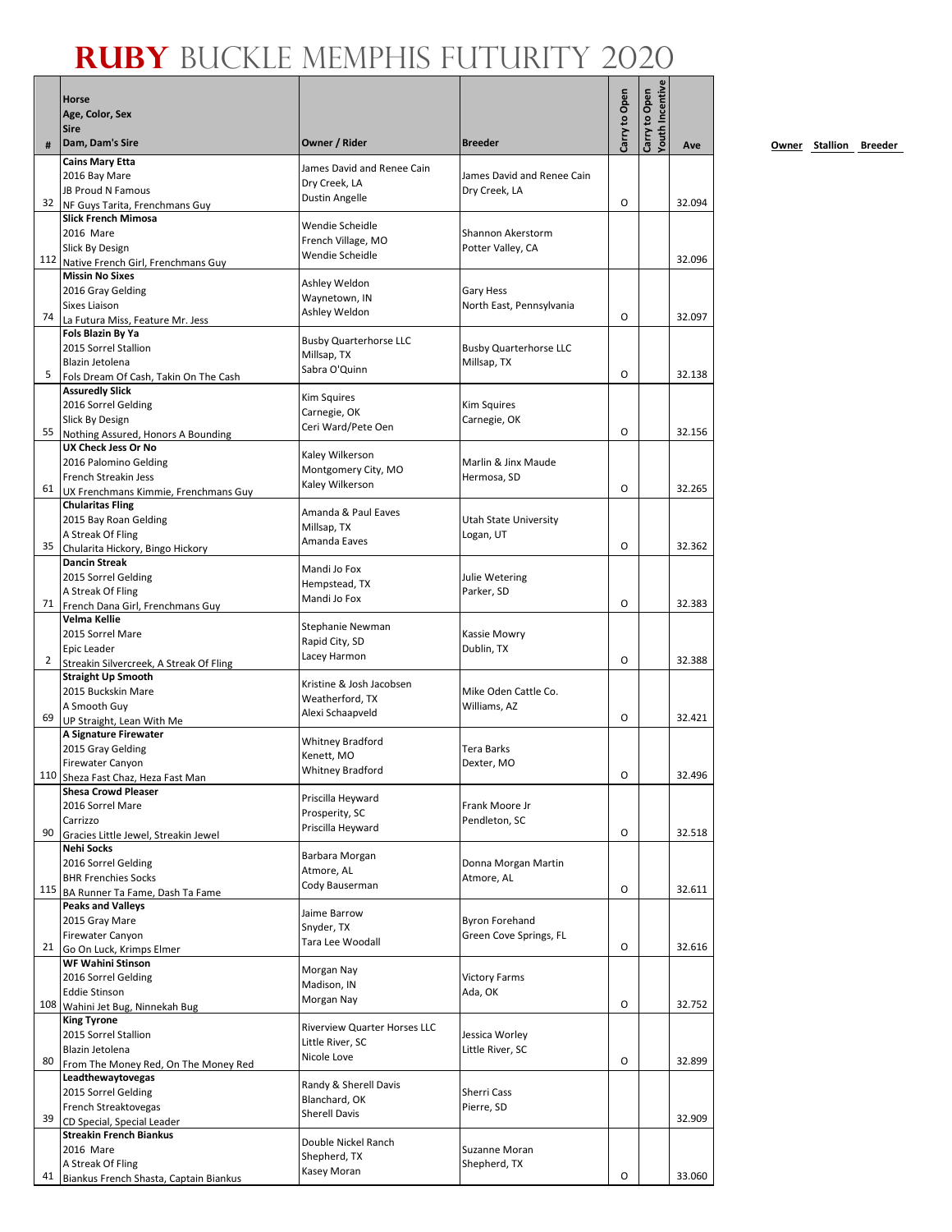# RUBY BUCKLE MEMPHIS FUTURITY 2020

| # | Horse<br>Age, Color, Sex<br>Sire<br>Dam, Dam's Sire | Owner / Rider | Breeder | Carry to Open | Carry to Open Youth Incentive | Ave | Owner | Stallion | Breeder |
|---|---|---|---|---|---|---|---|---|---|
| 32 | **Cains Mary Etta**<br>2016 Bay Mare<br>JB Proud N Famous<br>NF Guys Tarita, Frenchmans Guy | James David and Renee Cain<br>Dry Creek, LA<br>Dustin Angelle | James David and Renee Cain<br>Dry Creek, LA | O | | 32.094 | | | |
| 112 | **Slick French Mimosa**<br>2016 Mare<br>Slick By Design<br>Native French Girl, Frenchmans Guy | Wendie Scheidle<br>French Village, MO<br>Wendie Scheidle | Shannon Akerstorm<br>Potter Valley, CA | | | 32.096 | | | |
| 74 | **Missin No Sixes**<br>2016 Gray Gelding<br>Sixes Liaison<br>La Futura Miss, Feature Mr. Jess | Ashley Weldon<br>Waynetown, IN<br>Ashley Weldon | Gary Hess<br>North East, Pennsylvania | O | | 32.097 | | | |
| 5 | **Fols Blazin By Ya**<br>2015 Sorrel Stallion<br>Blazin Jetolena<br>Fols Dream Of Cash, Takin On The Cash | Busby Quarterhorse LLC<br>Millsap, TX<br>Sabra O'Quinn | Busby Quarterhorse LLC<br>Millsap, TX | O | | 32.138 | | | |
| 55 | **Assuredly Slick**<br>2016 Sorrel Gelding<br>Slick By Design<br>Nothing Assured, Honors A Bounding | Kim Squires<br>Carnegie, OK<br>Ceri Ward/Pete Oen | Kim Squires<br>Carnegie, OK | O | | 32.156 | | | |
| 61 | **UX Check Jess Or No**<br>2016 Palomino Gelding<br>French Streakin Jess<br>UX Frenchmans Kimmie, Frenchmans Guy | Kaley Wilkerson<br>Montgomery City, MO<br>Kaley Wilkerson | Marlin & Jinx Maude<br>Hermosa, SD | O | | 32.265 | | | |
| 35 | **Chularitas Fling**<br>2015 Bay Roan Gelding<br>A Streak Of Fling<br>Chularita Hickory, Bingo Hickory | Amanda & Paul Eaves<br>Millsap, TX<br>Amanda Eaves | Utah State University<br>Logan, UT | O | | 32.362 | | | |
| 71 | **Dancin Streak**<br>2015 Sorrel Gelding<br>A Streak Of Fling<br>French Dana Girl, Frenchmans Guy | Mandi Jo Fox<br>Hempstead, TX<br>Mandi Jo Fox | Julie Wetering<br>Parker, SD | O | | 32.383 | | | |
| 2 | **Velma Kellie**<br>2015 Sorrel Mare<br>Epic Leader<br>Streakin Silvercreek, A Streak Of Fling | Stephanie Newman<br>Rapid City, SD<br>Lacey Harmon | Kassie Mowry<br>Dublin, TX | O | | 32.388 | | | |
| 69 | **Straight Up Smooth**<br>2015 Buckskin Mare<br>A Smooth Guy<br>UP Straight, Lean With Me | Kristine & Josh Jacobsen<br>Weatherford, TX<br>Alexi Schaapveld | Mike Oden Cattle Co.<br>Williams, AZ | O | | 32.421 | | | |
| 110 | **A Signature Firewater**<br>2015 Gray Gelding<br>Firewater Canyon<br>Sheza Fast Chaz, Heza Fast Man | Whitney Bradford<br>Kenett, MO<br>Whitney Bradford | Tera Barks<br>Dexter, MO | O | | 32.496 | | | |
| 90 | **Shesa Crowd Pleaser**<br>2016 Sorrel Mare<br>Carrizzo<br>Gracies Little Jewel, Streakin Jewel | Priscilla Heyward<br>Prosperity, SC<br>Priscilla Heyward | Frank Moore Jr<br>Pendleton, SC | O | | 32.518 | | | |
| 115 | **Nehi Socks**<br>2016 Sorrel Gelding<br>BHR Frenchies Socks<br>BA Runner Ta Fame, Dash Ta Fame | Barbara Morgan<br>Atmore, AL<br>Cody Bauserman | Donna Morgan Martin<br>Atmore, AL | O | | 32.611 | | | |
| 21 | **Peaks and Valleys**<br>2015 Gray Mare<br>Firewater Canyon<br>Go On Luck, Krimps Elmer | Jaime Barrow<br>Snyder, TX<br>Tara Lee Woodall | Byron Forehand<br>Green Cove Springs, FL | O | | 32.616 | | | |
| 108 | **WF Wahini Stinson**<br>2016 Sorrel Gelding<br>Eddie Stinson<br>Wahini Jet Bug, Ninnekah Bug | Morgan Nay<br>Madison, IN<br>Morgan Nay | Victory Farms<br>Ada, OK | O | | 32.752 | | | |
| 80 | **King Tyrone**<br>2015 Sorrel Stallion<br>Blazin Jetolena<br>From The Money Red, On The Money Red | Riverview Quarter Horses LLC<br>Little River, SC<br>Nicole Love | Jessica Worley<br>Little River, SC | O | | 32.899 | | | |
| 39 | **Leadthewaytovegas**<br>2015 Sorrel Gelding<br>French Streaktovegas<br>CD Special, Special Leader | Randy & Sherell Davis<br>Blanchard, OK<br>Sherell Davis | Sherri Cass<br>Pierre, SD | | | 32.909 | | | |
| 41 | **Streakin French Biankus**<br>2016 Mare<br>A Streak Of Fling<br>Biankus French Shasta, Captain Biankus | Double Nickel Ranch<br>Shepherd, TX<br>Kasey Moran | Suzanne Moran<br>Shepherd, TX | O | | 33.060 | | | |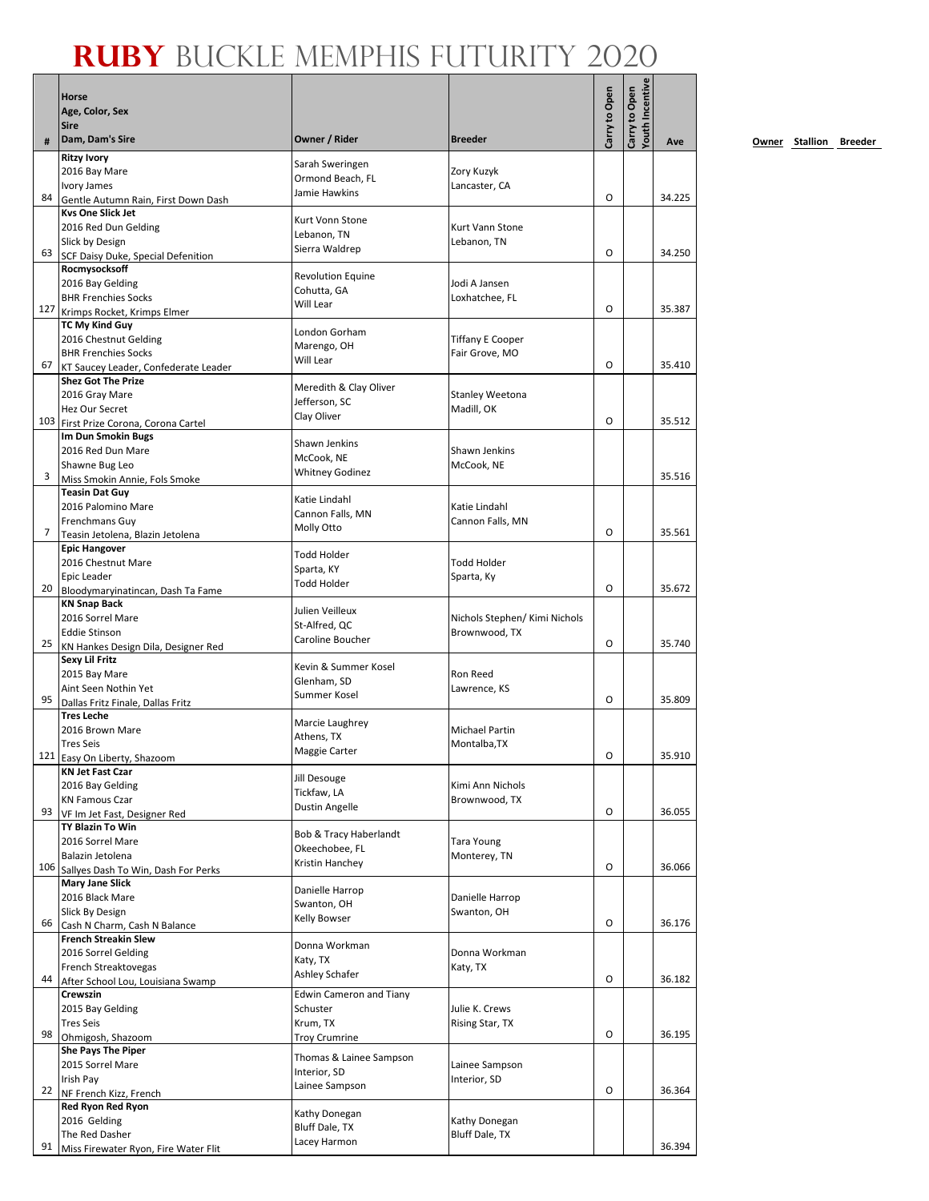# RUBY BUCKLE MEMPHIS FUTURITY 2020

| # | Horse<br>Age, Color, Sex<br>Sire<br>Dam, Dam's Sire | Owner / Rider | Breeder | Carry to Open | Carry to Open Youth Incentive | Ave |
|---|---|---|---|---|---|---|
| 84 | **Ritzy Ivory**<br>2016 Bay Mare<br>Ivory James<br>Gentle Autumn Rain, First Down Dash | Sarah Sweringen<br>Ormond Beach, FL<br>Jamie Hawkins | Zory Kuzyk<br>Lancaster, CA | O | | 34.225 |
| 63 | **Kvs One Slick Jet**<br>2016 Red Dun Gelding<br>Slick by Design<br>SCF Daisy Duke, Special Defenition | Kurt Vonn Stone<br>Lebanon, TN<br>Sierra Waldrep | Kurt Vann Stone<br>Lebanon, TN | O | | 34.250 |
| 127 | **Rocmysocksoff**<br>2016 Bay Gelding<br>BHR Frenchies Socks<br>Krimps Rocket, Krimps Elmer | Revolution Equine<br>Cohutta, GA<br>Will Lear | Jodi A Jansen<br>Loxhatchee, FL | O | | 35.387 |
| 67 | **TC My Kind Guy**<br>2016 Chestnut Gelding<br>BHR Frenchies Socks<br>KT Saucey Leader, Confederate Leader | London Gorham<br>Marengo, OH<br>Will Lear | Tiffany E Cooper<br>Fair Grove, MO | O | | 35.410 |
| 103 | **Shez Got The Prize**<br>2016 Gray Mare<br>Hez Our Secret<br>First Prize Corona, Corona Cartel | Meredith & Clay Oliver<br>Jefferson, SC<br>Clay Oliver | Stanley Weetona<br>Madill, OK | O | | 35.512 |
| 3 | **Im Dun Smokin Bugs**<br>2016 Red Dun Mare<br>Shawne Bug Leo<br>Miss Smokin Annie, Fols Smoke | Shawn Jenkins<br>McCook, NE<br>Whitney Godinez | Shawn Jenkins<br>McCook, NE | | | 35.516 |
| 7 | **Teasin Dat Guy**<br>2016 Palomino Mare<br>Frenchmans Guy<br>Teasin Jetolena, Blazin Jetolena | Katie Lindahl<br>Cannon Falls, MN<br>Molly Otto | Katie Lindahl<br>Cannon Falls, MN | O | | 35.561 |
| 20 | **Epic Hangover**<br>2016 Chestnut Mare<br>Epic Leader<br>Bloodymaryinatincan, Dash Ta Fame | Todd Holder<br>Sparta, KY<br>Todd Holder | Todd Holder<br>Sparta, Ky | O | | 35.672 |
| 25 | **KN Snap Back**<br>2016 Sorrel Mare<br>Eddie Stinson<br>KN Hankes Design Dila, Designer Red | Julien Veilleux<br>St-Alfred, QC<br>Caroline Boucher | Nichols Stephen/ Kimi Nichols<br>Brownwood, TX | O | | 35.740 |
| 95 | **Sexy Lil Fritz**<br>2015 Bay Mare<br>Aint Seen Nothin Yet<br>Dallas Fritz Finale, Dallas Fritz | Kevin & Summer Kosel<br>Glenham, SD<br>Summer Kosel | Ron Reed<br>Lawrence, KS | O | | 35.809 |
| 121 | **Tres Leche**<br>2016 Brown Mare<br>Tres Seis<br>Easy On Liberty, Shazoom | Marcie Laughrey<br>Athens, TX<br>Maggie Carter | Michael Partin<br>Montalba,TX | O | | 35.910 |
| 93 | **KN Jet Fast Czar**<br>2016 Bay Gelding<br>KN Famous Czar<br>VF Im Jet Fast, Designer Red | Jill Desouge<br>Tickfaw, LA<br>Dustin Angelle | Kimi Ann Nichols<br>Brownwood, TX | O | | 36.055 |
| 106 | **TY Blazin To Win**<br>2016 Sorrel Mare<br>Balazin Jetolena<br>Sallyes Dash To Win, Dash For Perks | Bob & Tracy Haberlandt<br>Okeechobee, FL<br>Kristin Hanchey | Tara Young<br>Monterey, TN | O | | 36.066 |
| 66 | **Mary Jane Slick**<br>2016 Black Mare<br>Slick By Design<br>Cash N Charm, Cash N Balance | Danielle Harrop<br>Swanton, OH<br>Kelly Bowser | Danielle Harrop<br>Swanton, OH | O | | 36.176 |
| 44 | **French Streakin Slew**<br>2016 Sorrel Gelding<br>French Streaktovegas<br>After School Lou, Louisiana Swamp | Donna Workman<br>Katy, TX<br>Ashley Schafer | Donna Workman<br>Katy, TX | O | | 36.182 |
| 98 | **Crewszin**<br>2015 Bay Gelding<br>Tres Seis<br>Ohmigosh, Shazoom | Edwin Cameron and Tiany Schuster<br>Krum, TX<br>Troy Crumrine | Julie K. Crews<br>Rising Star, TX | O | | 36.195 |
| 22 | **She Pays The Piper**<br>2015 Sorrel Mare<br>Irish Pay<br>NF French Kizz, French | Thomas & Lainee Sampson<br>Interior, SD<br>Lainee Sampson | Lainee Sampson<br>Interior, SD | O | | 36.364 |
| 91 | **Red Ryon Red Ryon**<br>2016 Gelding<br>The Red Dasher<br>Miss Firewater Ryon, Fire Water Flit | Kathy Donegan<br>Bluff Dale, TX<br>Lacey Harmon | Kathy Donegan<br>Bluff Dale, TX | | | 36.394 |

Owner Stallion Breeder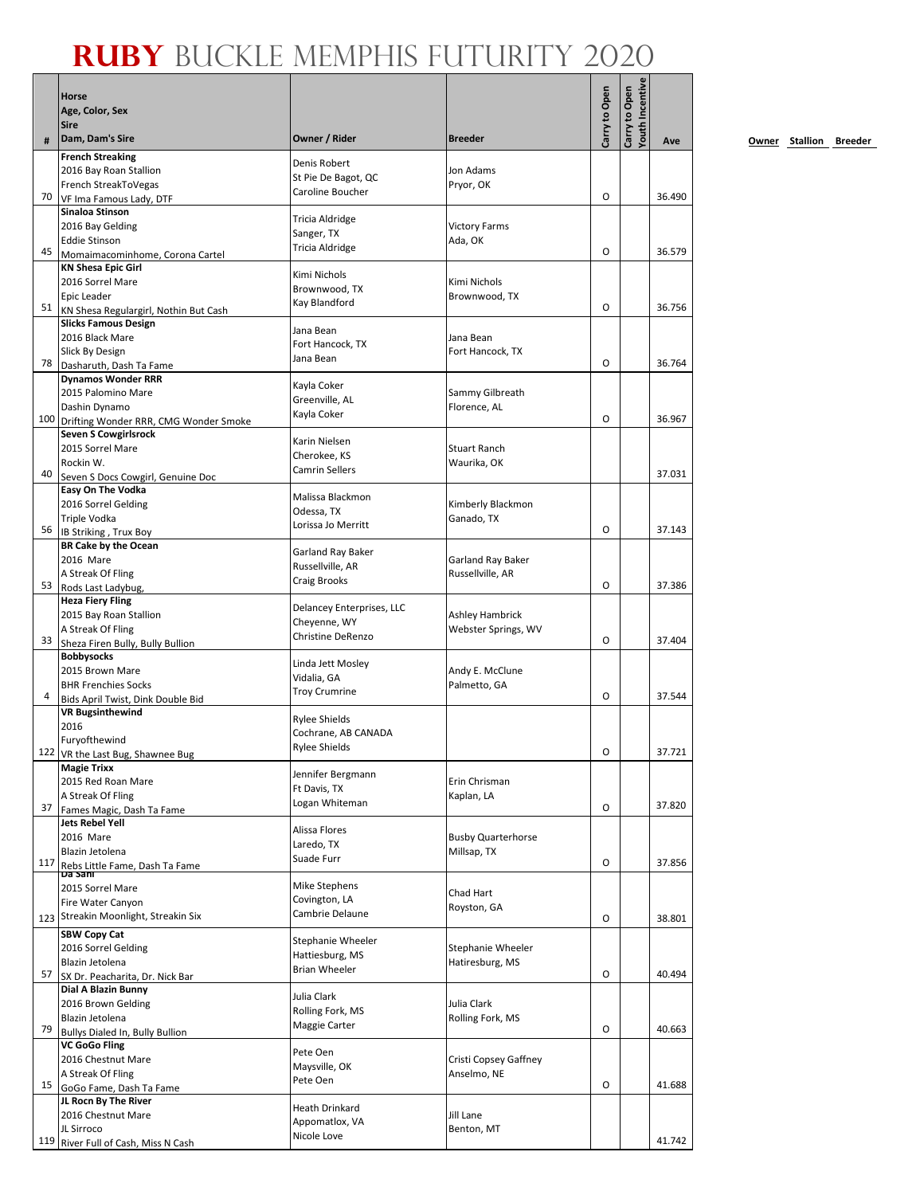# RUBY BUCKLE MEMPHIS FUTURITY 2020

| # | Horse<br>Age, Color, Sex<br>Sire<br>Dam, Dam's Sire | Owner / Rider | Breeder | Carry to Open | Carry to Open Youth Incentive | Ave |
|---|---|---|---|---|---|---|
| 70 | **French Streaking**<br>2016 Bay Roan Stallion<br>French StreakToVegas<br>VF Ima Famous Lady, DTF | Denis Robert<br>St Pie De Bagot, QC<br>Caroline Boucher | Jon Adams<br>Pryor, OK | O | | 36.490 |
| 45 | **Sinaloa Stinson**<br>2016 Bay Gelding<br>Eddie Stinson<br>Momaimacominhome, Corona Cartel | Tricia Aldridge<br>Sanger, TX<br>Tricia Aldridge | Victory Farms<br>Ada, OK | O | | 36.579 |
| 51 | **KN Shesa Epic Girl**<br>2016 Sorrel Mare<br>Epic Leader<br>KN Shesa Regulargirl, Nothin But Cash | Kimi Nichols<br>Brownwood, TX<br>Kay Blandford | Kimi Nichols<br>Brownwood, TX | O | | 36.756 |
| 78 | **Slicks Famous Design**<br>2016 Black Mare<br>Slick By Design<br>Dasharuth, Dash Ta Fame | Jana Bean<br>Fort Hancock, TX<br>Jana Bean | Jana Bean<br>Fort Hancock, TX | O | | 36.764 |
| 100 | **Dynamos Wonder RRR**<br>2015 Palomino Mare<br>Dashin Dynamo<br>Drifting Wonder RRR, CMG Wonder Smoke | Kayla Coker<br>Greenville, AL<br>Kayla Coker | Sammy Gilbreath<br>Florence, AL | O | | 36.967 |
| 40 | **Seven S Cowgirlsrock**<br>2015 Sorrel Mare<br>Rockin W.<br>Seven S Docs Cowgirl, Genuine Doc | Karin Nielsen<br>Cherokee, KS<br>Camrin Sellers | Stuart Ranch<br>Waurika, OK | | | 37.031 |
| 56 | **Easy On The Vodka**<br>2016 Sorrel Gelding<br>Triple Vodka<br>IB Striking , Trux Boy | Malissa Blackmon<br>Odessa, TX<br>Lorissa Jo Merritt | Kimberly Blackmon<br>Ganado, TX | O | | 37.143 |
| 53 | **BR Cake by the Ocean**<br>2016 Mare<br>A Streak Of Fling<br>Rods Last Ladybug, | Garland Ray Baker<br>Russellville, AR<br>Craig Brooks | Garland Ray Baker<br>Russellville, AR | O | | 37.386 |
| 33 | **Heza Fiery Fling**<br>2015 Bay Roan Stallion<br>A Streak Of Fling<br>Sheza Firen Bully, Bully Bullion | Delancey Enterprises, LLC<br>Cheyenne, WY<br>Christine DeRenzo | Ashley Hambrick<br>Webster Springs, WV | O | | 37.404 |
| 4 | **Bobbysocks**<br>2015 Brown Mare<br>BHR Frenchies Socks<br>Bids April Twist, Dink Double Bid | Linda Jett Mosley<br>Vidalia, GA<br>Troy Crumrine | Andy E. McClune<br>Palmetto, GA | O | | 37.544 |
| 122 | **VR Bugsinthewind**<br>2016<br>Furyofthewind<br>VR the Last Bug, Shawnee Bug | Rylee Shields<br>Cochrane, AB CANADA<br>Rylee Shields | | O | | 37.721 |
| 37 | **Magie Trixx**<br>2015 Red Roan Mare<br>A Streak Of Fling<br>Fames Magic, Dash Ta Fame | Jennifer Bergmann<br>Ft Davis, TX<br>Logan Whiteman | Erin Chrisman<br>Kaplan, LA | O | | 37.820 |
| 117 | **Jets Rebel Yell**<br>2016 Mare<br>Blazin Jetolena<br>Rebs Little Fame, Dash Ta Fame | Alissa Flores<br>Laredo, TX<br>Suade Furr | Busby Quarterhorse<br>Millsap, TX | O | | 37.856 |
| 123 | **Da Sani**<br>2015 Sorrel Mare<br>Fire Water Canyon<br>Streakin Moonlight, Streakin Six | Mike Stephens<br>Covington, LA<br>Cambrie Delaune | Chad Hart<br>Royston, GA | O | | 38.801 |
| 57 | **SBW Copy Cat**<br>2016 Sorrel Gelding<br>Blazin Jetolena<br>SX Dr. Peacharita, Dr. Nick Bar | Stephanie Wheeler<br>Hattiesburg, MS<br>Brian Wheeler | Stephanie Wheeler<br>Hatiresburg, MS | O | | 40.494 |
| 79 | **Dial A Blazin Bunny**<br>2016 Brown Gelding<br>Blazin Jetolena<br>Bullys Dialed In, Bully Bullion | Julia Clark<br>Rolling Fork, MS<br>Maggie Carter | Julia Clark<br>Rolling Fork, MS | O | | 40.663 |
| 15 | **VC GoGo Fling**<br>2016 Chestnut Mare<br>A Streak Of Fling<br>GoGo Fame, Dash Ta Fame | Pete Oen<br>Maysville, OK<br>Pete Oen | Cristi Copsey Gaffney<br>Anselmo, NE | O | | 41.688 |
| 119 | **JL Rocn By The River**<br>2016 Chestnut Mare<br>JL Sirroco<br>River Full of Cash, Miss N Cash | Heath Drinkard<br>Appomatlox, VA<br>Nicole Love | Jill Lane<br>Benton, MT | | | 41.742 |

Owner Stallion Breeder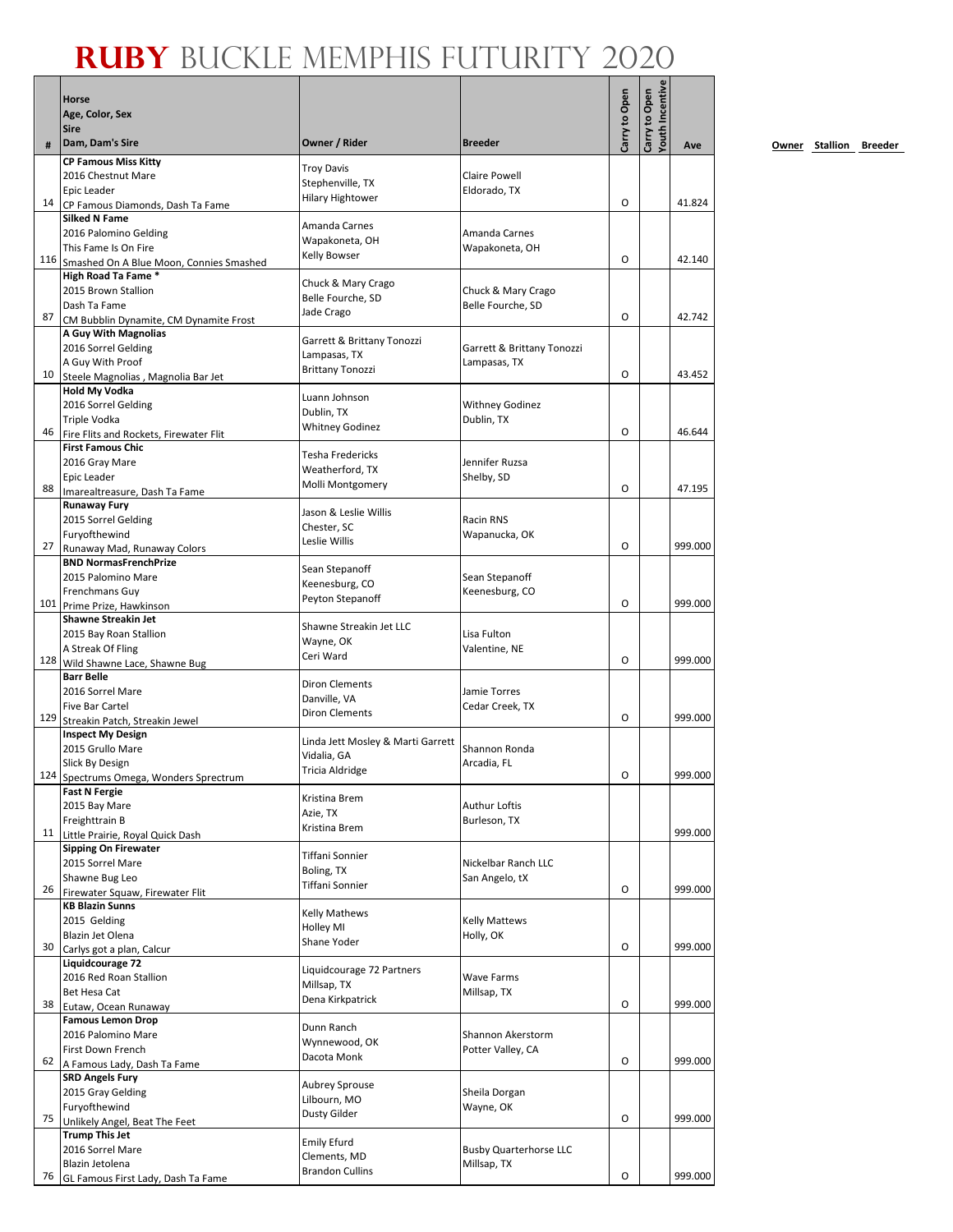# RUBY BUCKLE MEMPHIS FUTURITY 2020

| # | Horse<br>Age, Color, Sex<br>Sire<br>Dam, Dam's Sire | Owner / Rider | Breeder | Carry to Open | Carry to Open Youth Incentive | Ave | Owner | Stallion | Breeder |
|---|---|---|---|---|---|---|---|---|---|
| 14 | **CP Famous Miss Kitty**<br>2016 Chestnut Mare<br>Epic Leader<br>CP Famous Diamonds, Dash Ta Fame | Troy Davis<br>Stephenville, TX<br>Hilary Hightower | Claire Powell<br>Eldorado, TX | O | | 41.824 | | | |
| 116 | **Silked N Fame**<br>2016 Palomino Gelding<br>This Fame Is On Fire<br>Smashed On A Blue Moon, Connies Smashed | Amanda Carnes<br>Wapakoneta, OH<br>Kelly Bowser | Amanda Carnes<br>Wapakoneta, OH | O | | 42.140 | | | |
| 87 | **High Road Ta Fame \***<br>2015 Brown Stallion<br>Dash Ta Fame<br>CM Bubblin Dynamite, CM Dynamite Frost | Chuck & Mary Crago<br>Belle Fourche, SD<br>Jade Crago | Chuck & Mary Crago<br>Belle Fourche, SD | O | | 42.742 | | | |
| 10 | **A Guy With Magnolias**<br>2016 Sorrel Gelding<br>A Guy With Proof<br>Steele Magnolias , Magnolia Bar Jet | Garrett & Brittany Tonozzi<br>Lampasas, TX<br>Brittany Tonozzi | Garrett & Brittany Tonozzi<br>Lampasas, TX | O | | 43.452 | | | |
| 46 | **Hold My Vodka**<br>2016 Sorrel Gelding<br>Triple Vodka<br>Fire Flits and Rockets, Firewater Flit | Luann Johnson<br>Dublin, TX<br>Whitney Godinez | Withney Godinez<br>Dublin, TX | O | | 46.644 | | | |
| 88 | **First Famous Chic**<br>2016 Gray Mare<br>Epic Leader<br>Imarealtreasure, Dash Ta Fame | Tesha Fredericks<br>Weatherford, TX<br>Molli Montgomery | Jennifer Ruzsa<br>Shelby, SD | O | | 47.195 | | | |
| 27 | **Runaway Fury**<br>2015 Sorrel Gelding<br>Furyofthewind<br>Runaway Mad, Runaway Colors | Jason & Leslie Willis<br>Chester, SC<br>Leslie Willis | Racin RNS<br>Wapanucka, OK | O | | 999.000 | | | |
| 101 | **BND NormasFrenchPrize**<br>2015 Palomino Mare<br>Frenchmans Guy<br>Prime Prize, Hawkinson | Sean Stepanoff<br>Keenesburg, CO<br>Peyton Stepanoff | Sean Stepanoff<br>Keenesburg, CO | O | | 999.000 | | | |
| 128 | **Shawne Streakin Jet**<br>2015 Bay Roan Stallion<br>A Streak Of Fling<br>Wild Shawne Lace, Shawne Bug | Shawne Streakin Jet LLC<br>Wayne, OK<br>Ceri Ward | Lisa Fulton<br>Valentine, NE | O | | 999.000 | | | |
| 129 | **Barr Belle**<br>2016 Sorrel Mare<br>Five Bar Cartel<br>Streakin Patch, Streakin Jewel | Diron Clements<br>Danville, VA<br>Diron Clements | Jamie Torres<br>Cedar Creek, TX | O | | 999.000 | | | |
| 124 | **Inspect My Design**<br>2015 Grullo Mare<br>Slick By Design<br>Spectrums Omega, Wonders Sprectrum | Linda Jett Mosley & Marti Garrett<br>Vidalia, GA<br>Tricia Aldridge | Shannon Ronda<br>Arcadia, FL | O | | 999.000 | | | |
| 11 | **Fast N Fergie**<br>2015 Bay Mare<br>Freighttrain B<br>Little Prairie, Royal Quick Dash | Kristina Brem<br>Azie, TX<br>Kristina Brem | Authur Loftis<br>Burleson, TX | | | 999.000 | | | |
| 26 | **Sipping On Firewater**<br>2015 Sorrel Mare<br>Shawne Bug Leo<br>Firewater Squaw, Firewater Flit | Tiffani Sonnier<br>Boling, TX<br>Tiffani Sonnier | Nickelbar Ranch LLC<br>San Angelo, tX | O | | 999.000 | | | |
| 30 | **KB Blazin Sunns**<br>2015 Gelding<br>Blazin Jet Olena<br>Carlys got a plan, Calcur | Kelly Mathews<br>Holley MI<br>Shane Yoder | Kelly Mattews<br>Holly, OK | O | | 999.000 | | | |
| 38 | **Liquidcourage 72**<br>2016 Red Roan Stallion<br>Bet Hesa Cat<br>Eutaw, Ocean Runaway | Liquidcourage 72 Partners<br>Millsap, TX<br>Dena Kirkpatrick | Wave Farms<br>Millsap, TX | O | | 999.000 | | | |
| 62 | **Famous Lemon Drop**<br>2016 Palomino Mare<br>First Down French<br>A Famous Lady, Dash Ta Fame | Dunn Ranch<br>Wynnewood, OK<br>Dacota Monk | Shannon Akerstorm<br>Potter Valley, CA | O | | 999.000 | | | |
| 75 | **SRD Angels Fury**<br>2015 Gray Gelding<br>Furyofthewind<br>Unlikely Angel, Beat The Feet | Aubrey Sprouse<br>Lilbourn, MO<br>Dusty Gilder | Sheila Dorgan<br>Wayne, OK | O | | 999.000 | | | |
| 76 | **Trump This Jet**<br>2016 Sorrel Mare<br>Blazin Jetolena<br>GL Famous First Lady, Dash Ta Fame | Emily Efurd<br>Clements, MD<br>Brandon Cullins | Busby Quarterhorse LLC<br>Millsap, TX | O | | 999.000 | | | |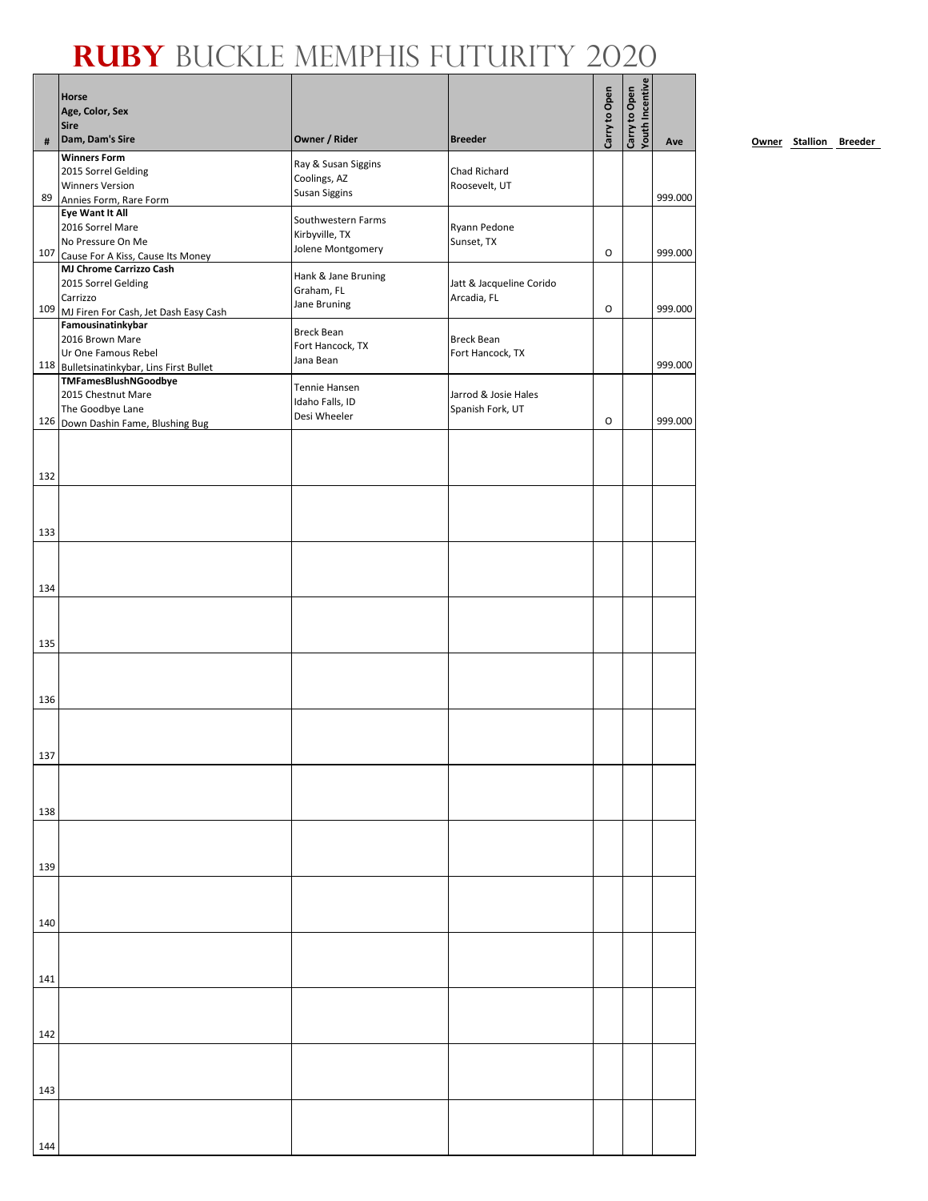# RUBY BUCKLE MEMPHIS FUTURITY 2020

| # | Horse<br>Age, Color, Sex<br>Sire<br>Dam, Dam's Sire | Owner / Rider | Breeder | Carry to Open | Carry to Open Youth Incentive | Ave |
|---|---|---|---|---|---|---|
| 89 | **Winners Form**<br>2015 Sorrel Gelding<br>Winners Version<br>Annies Form, Rare Form | Ray & Susan Siggins<br>Coolings, AZ<br>Susan Siggins | Chad Richard<br>Roosevelt, UT | | | 999.000 |
| 107 | **Eye Want It All**<br>2016 Sorrel Mare<br>No Pressure On Me<br>Cause For A Kiss, Cause Its Money | Southwestern Farms<br>Kirbyville, TX<br>Jolene Montgomery | Ryann Pedone<br>Sunset, TX | O | | 999.000 |
| 109 | **MJ Chrome Carrizzo Cash**<br>2015 Sorrel Gelding<br>Carrizzo<br>MJ Firen For Cash, Jet Dash Easy Cash | Hank & Jane Bruning<br>Graham, FL<br>Jane Bruning | Jatt & Jacqueline Corido<br>Arcadia, FL | O | | 999.000 |
| 118 | **Famousinatinkybar**<br>2016 Brown Mare<br>Ur One Famous Rebel<br>Bulletsinatinkybar, Lins First Bullet | Breck Bean<br>Fort Hancock, TX<br>Jana Bean | Breck Bean<br>Fort Hancock, TX | | | 999.000 |
| 126 | **TMFamesBlushNGoodbye**<br>2015 Chestnut Mare<br>The Goodbye Lane<br>Down Dashin Fame, Blushing Bug | Tennie Hansen<br>Idaho Falls, ID<br>Desi Wheeler | Jarrod & Josie Hales<br>Spanish Fork, UT | O | | 999.000 |
| 132 | | | | | | |
| 133 | | | | | | |
| 134 | | | | | | |
| 135 | | | | | | |
| 136 | | | | | | |
| 137 | | | | | | |
| 138 | | | | | | |
| 139 | | | | | | |
| 140 | | | | | | |
| 141 | | | | | | |
| 142 | | | | | | |
| 143 | | | | | | |
| 144 | | | | | | |

Owner Stallion Breeder